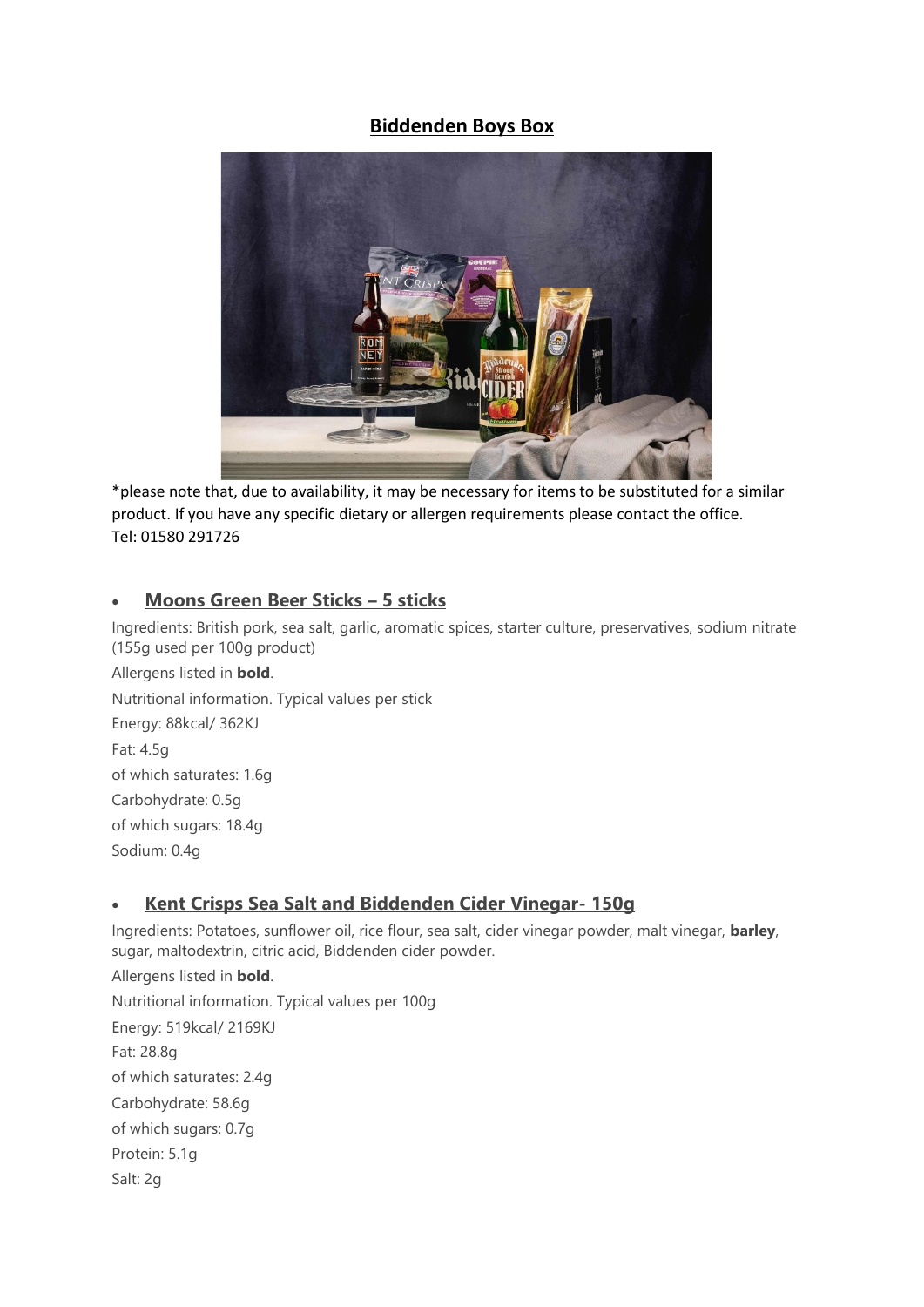# Biddenden Boys Box

*please note that, due to availability, it may be necessary for items to be substituted for a similar product. If you have any specific dietary or allergen requirements please contact the office.
Tel: 01580 291726

- ## Moons Green Beer Sticks – 5 sticks

Ingredients: British pork, sea salt, garlic, aromatic spices, starter culture, preservatives, sodium nitrate (155g used per 100g product)

Allergens listed in **bold**.

Nutritional information. Typical values per stick

Energy: 88kcal/ 362KJ

Fat: 4.5g

of which saturates: 1.6g

Carbohydrate: 0.5g

of which sugars: 18.4g

Sodium: 0.4g

- ## Kent Crisps Sea Salt and Biddenden Cider Vinegar- 150g

Ingredients: Potatoes, sunflower oil, rice flour, sea salt, cider vinegar powder, malt vinegar, **barley**, sugar, maltodextrin, citric acid, Biddenden cider powder.

Allergens listed in **bold**.

Nutritional information. Typical values per 100g

Energy: 519kcal/ 2169KJ

Fat: 28.8g

of which saturates: 2.4g

Carbohydrate: 58.6g

of which sugars: 0.7g

Protein: 5.1g

Salt: 2g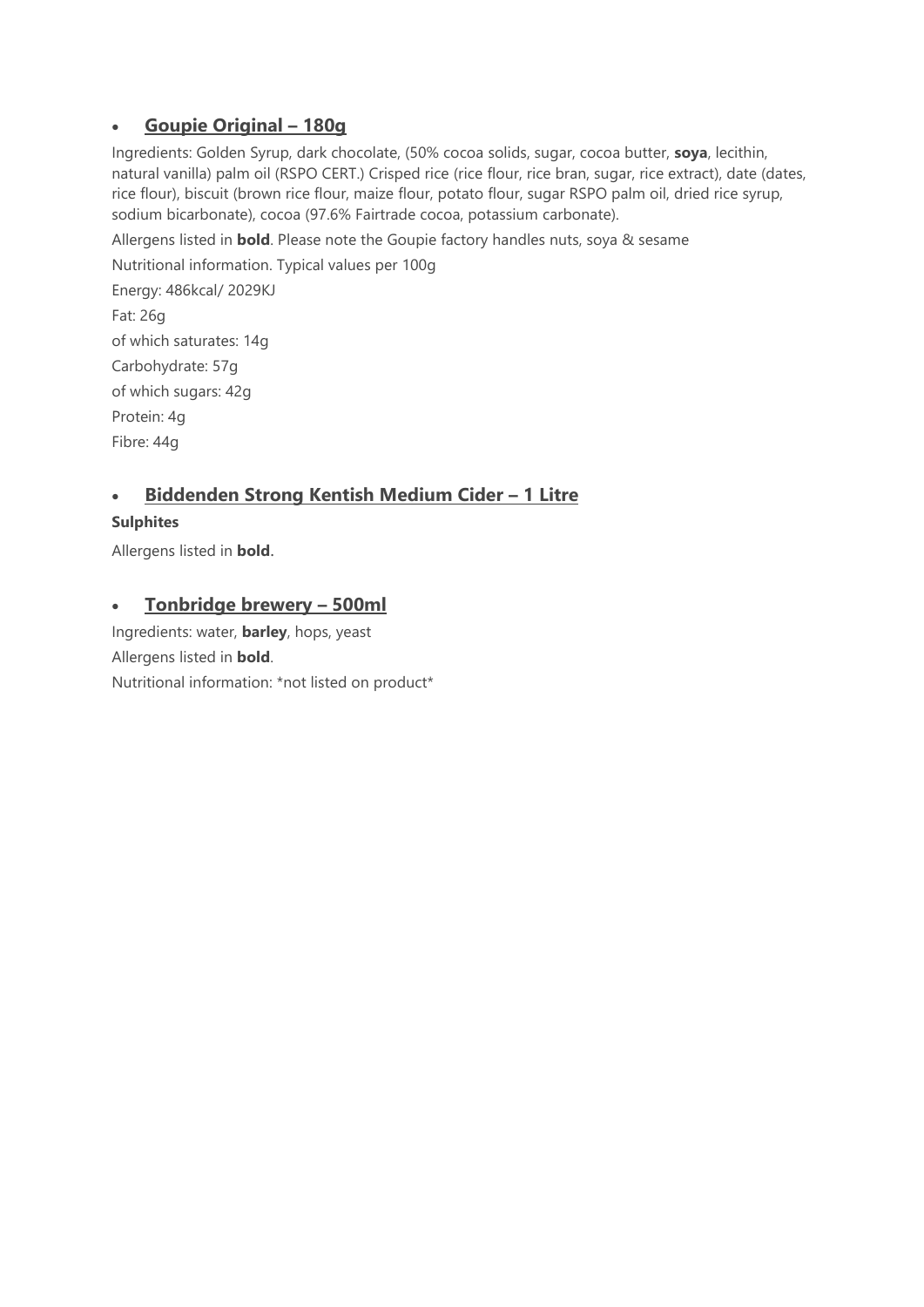- **Goupie Original – 180g**

Ingredients: Golden Syrup, dark chocolate, (50% cocoa solids, sugar, cocoa butter, **soya**, lecithin, natural vanilla) palm oil (RSPO CERT.) Crisped rice (rice flour, rice bran, sugar, rice extract), date (dates, rice flour), biscuit (brown rice flour, maize flour, potato flour, sugar RSPO palm oil, dried rice syrup, sodium bicarbonate), cocoa (97.6% Fairtrade cocoa, potassium carbonate).

Allergens listed in **bold**. Please note the Goupie factory handles nuts, soya & sesame

Nutritional information. Typical values per 100g

Energy: 486kcal/ 2029KJ

Fat: 26g

of which saturates: 14g

Carbohydrate: 57g

of which sugars: 42g

Protein: 4g

Fibre: 44g

- **Biddenden Strong Kentish Medium Cider – 1 Litre**

**Sulphites**

Allergens listed in **bold.**

- **Tonbridge brewery – 500ml**

Ingredients: water, **barley**, hops, yeast

Allergens listed in **bold**.

Nutritional information: *not listed on product*